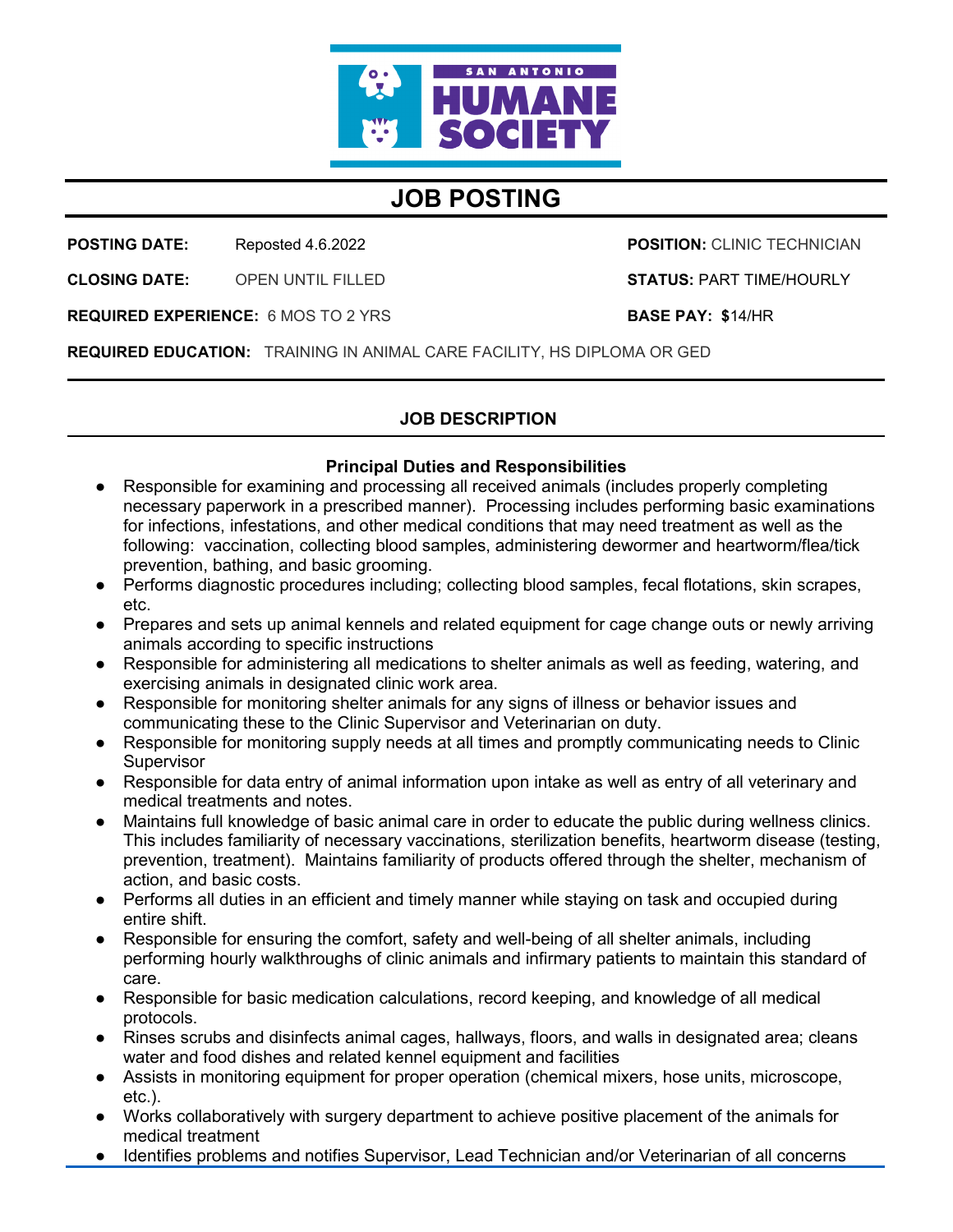SAN ANTONIO HUMANE SOCIETY

# JOB POSTING

**POSTING DATE:** Reposted 4.6.2022

**POSITION:** CLINIC TECHNICIAN

**CLOSING DATE:** OPEN UNTIL FILLED

**STATUS:** PART TIME/HOURLY

**REQUIRED EXPERIENCE:** 6 MOS TO 2 YRS

**BASE PAY: $**14/HR

**REQUIRED EDUCATION:** TRAINING IN ANIMAL CARE FACILITY, HS DIPLOMA OR GED

## JOB DESCRIPTION

### Principal Duties and Responsibilities

- Responsible for examining and processing all received animals (includes properly completing necessary paperwork in a prescribed manner). Processing includes performing basic examinations for infections, infestations, and other medical conditions that may need treatment as well as the following: vaccination, collecting blood samples, administering dewormer and heartworm/flea/tick prevention, bathing, and basic grooming.
- Performs diagnostic procedures including; collecting blood samples, fecal flotations, skin scrapes, etc.
- Prepares and sets up animal kennels and related equipment for cage change outs or newly arriving animals according to specific instructions
- Responsible for administering all medications to shelter animals as well as feeding, watering, and exercising animals in designated clinic work area.
- Responsible for monitoring shelter animals for any signs of illness or behavior issues and communicating these to the Clinic Supervisor and Veterinarian on duty.
- Responsible for monitoring supply needs at all times and promptly communicating needs to Clinic Supervisor
- Responsible for data entry of animal information upon intake as well as entry of all veterinary and medical treatments and notes.
- Maintains full knowledge of basic animal care in order to educate the public during wellness clinics. This includes familiarity of necessary vaccinations, sterilization benefits, heartworm disease (testing, prevention, treatment). Maintains familiarity of products offered through the shelter, mechanism of action, and basic costs.
- Performs all duties in an efficient and timely manner while staying on task and occupied during entire shift.
- Responsible for ensuring the comfort, safety and well-being of all shelter animals, including performing hourly walkthroughs of clinic animals and infirmary patients to maintain this standard of care.
- Responsible for basic medication calculations, record keeping, and knowledge of all medical protocols.
- Rinses scrubs and disinfects animal cages, hallways, floors, and walls in designated area; cleans water and food dishes and related kennel equipment and facilities
- Assists in monitoring equipment for proper operation (chemical mixers, hose units, microscope, etc.).
- Works collaboratively with surgery department to achieve positive placement of the animals for medical treatment
- Identifies problems and notifies Supervisor, Lead Technician and/or Veterinarian of all concerns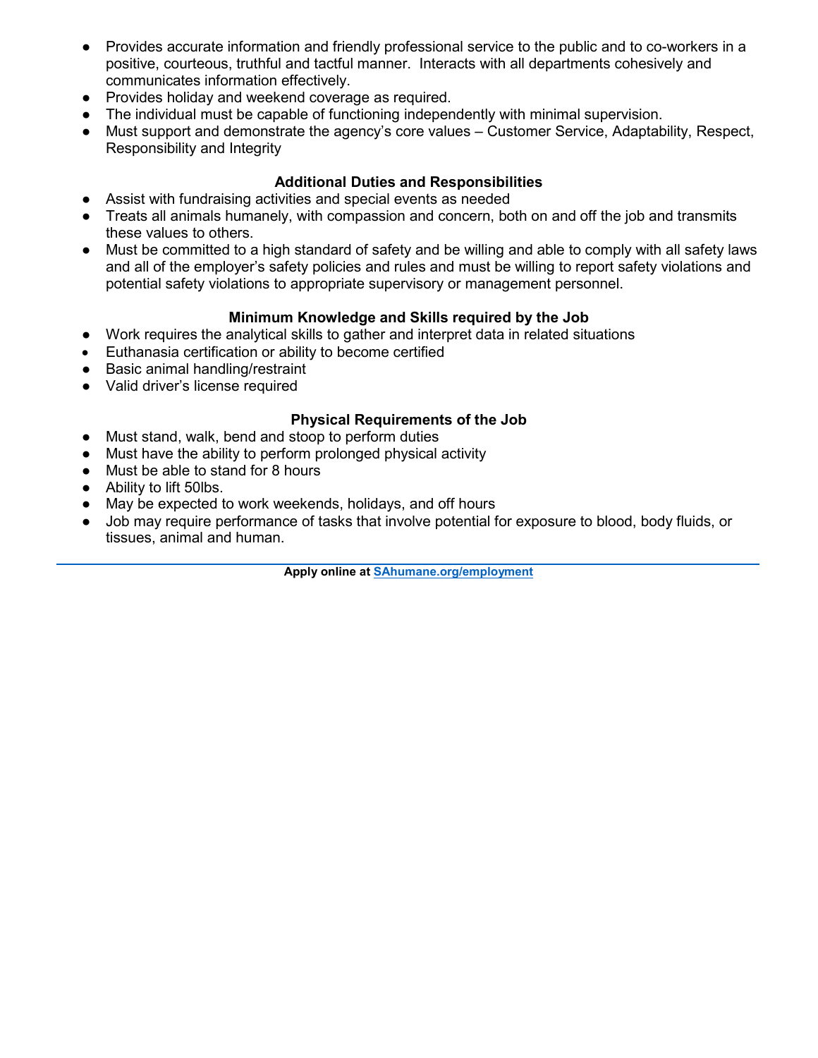- Provides accurate information and friendly professional service to the public and to co-workers in a positive, courteous, truthful and tactful manner. Interacts with all departments cohesively and communicates information effectively.
- Provides holiday and weekend coverage as required.
- The individual must be capable of functioning independently with minimal supervision.
- Must support and demonstrate the agency's core values – Customer Service, Adaptability, Respect, Responsibility and Integrity

**Additional Duties and Responsibilities**

- Assist with fundraising activities and special events as needed
- Treats all animals humanely, with compassion and concern, both on and off the job and transmits these values to others.
- Must be committed to a high standard of safety and be willing and able to comply with all safety laws and all of the employer's safety policies and rules and must be willing to report safety violations and potential safety violations to appropriate supervisory or management personnel.

**Minimum Knowledge and Skills required by the Job**

- Work requires the analytical skills to gather and interpret data in related situations
- Euthanasia certification or ability to become certified
- Basic animal handling/restraint
- Valid driver's license required

**Physical Requirements of the Job**

- Must stand, walk, bend and stoop to perform duties
- Must have the ability to perform prolonged physical activity
- Must be able to stand for 8 hours
- Ability to lift 50lbs.
- May be expected to work weekends, holidays, and off hours
- Job may require performance of tasks that involve potential for exposure to blood, body fluids, or tissues, animal and human.

---

**Apply online at [SAhumane.org/employment](SAhumane.org/employment)**